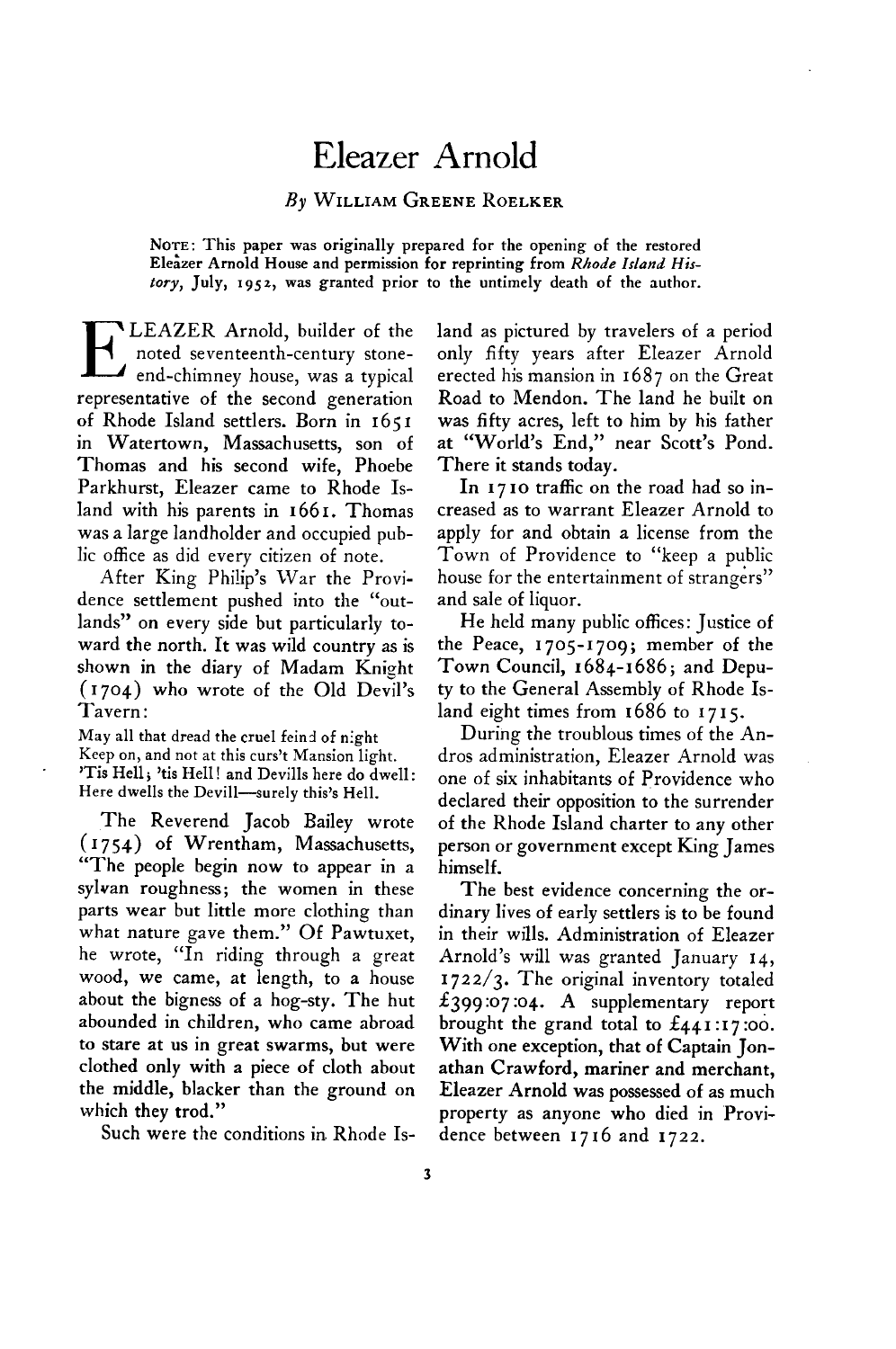# Eleazer Arnold

*By* WILLIAM GREENE ROELKER

NOTE: This paper was originally prepared for the opening of the restored Eleazer Arnold House and permission for reprinting from *Rhode Island History*, July, 1952, was granted prior to the untimely death of the author.

ELEAZER Arnold, builder of the noted seventeenth-century stone-end-chimney house, was a typical representative of the second generation of Rhode Island settlers. Born in 1651 in Watertown, Massachusetts, son of Thomas and his second wife, Phoebe Parkhurst, Eleazer came to Rhode Island with his parents in 1661. Thomas was a large landholder and occupied public office as did every citizen of note.

After King Philip's War the Providence settlement pushed into the "outlands" on every side but particularly toward the north. It was wild country as is shown in the diary of Madam Knight (1704) who wrote of the Old Devil's Tavern:

May all that dread the cruel feind of night
Keep on, and not at this curs't Mansion light.
'Tis Hell; 'tis Hell! and Devills here do dwell:
Here dwells the Devill—surely this's Hell.

The Reverend Jacob Bailey wrote (1754) of Wrentham, Massachusetts, "The people begin now to appear in a sylvan roughness; the women in these parts wear but little more clothing than what nature gave them." Of Pawtuxet, he wrote, "In riding through a great wood, we came, at length, to a house about the bigness of a hog-sty. The hut abounded in children, who came abroad to stare at us in great swarms, but were clothed only with a piece of cloth about the middle, blacker than the ground on which they trod."

Such were the conditions in Rhode Island as pictured by travelers of a period only fifty years after Eleazer Arnold erected his mansion in 1687 on the Great Road to Mendon. The land he built on was fifty acres, left to him by his father at "World's End," near Scott's Pond. There it stands today.

In 1710 traffic on the road had so increased as to warrant Eleazer Arnold to apply for and obtain a license from the Town of Providence to "keep a public house for the entertainment of strangers" and sale of liquor.

He held many public offices: Justice of the Peace, 1705-1709; member of the Town Council, 1684-1686; and Deputy to the General Assembly of Rhode Island eight times from 1686 to 1715.

During the troublous times of the Andros administration, Eleazer Arnold was one of six inhabitants of Providence who declared their opposition to the surrender of the Rhode Island charter to any other person or government except King James himself.

The best evidence concerning the ordinary lives of early settlers is to be found in their wills. Administration of Eleazer Arnold's will was granted January 14, 1722/3. The original inventory totaled £399:07:04. A supplementary report brought the grand total to £441:17:00. With one exception, that of Captain Jonathan Crawford, mariner and merchant, Eleazer Arnold was possessed of as much property as anyone who died in Providence between 1716 and 1722.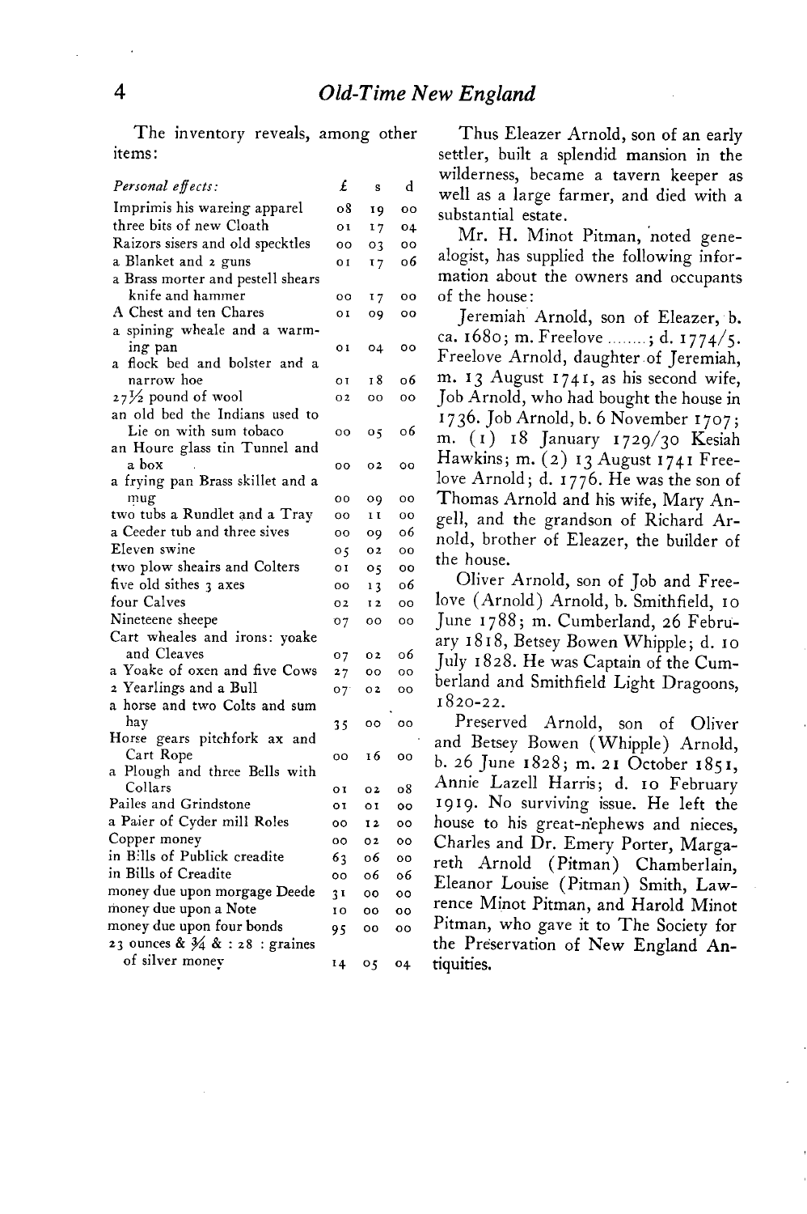The inventory reveals, among other items:

| *Personal effects:* | £ | s | d |
|---|---|---|---|
| Imprimis his wareing apparel | 08 | 19 | 00 |
| three bits of new Cloath | 01 | 17 | 04 |
| Raizors sisers and old specktles | 00 | 03 | 00 |
| a Blanket and 2 guns | 01 | 17 | 06 |
| a Brass morter and pestell shears knife and hammer | 00 | 17 | 00 |
| A Chest and ten Chares | 01 | 09 | 00 |
| a spining wheale and a warming pan | 01 | 04 | 00 |
| a flock bed and bolster and a narrow hoe | 01 | 18 | 06 |
| 27½ pound of wool | 02 | 00 | 00 |
| an old bed the Indians used to Lie on with sum tobaco | 00 | 05 | 06 |
| an Houre glass tin Tunnel and a box | 00 | 02 | 00 |
| a frying pan Brass skillet and a mug | 00 | 09 | 00 |
| two tubs a Rundlet and a Tray | 00 | 11 | 00 |
| a Ceeder tub and three sives | 00 | 09 | 06 |
| Eleven swine | 05 | 02 | 00 |
| two plow sheairs and Colters | 01 | 05 | 00 |
| five old sithes 3 axes | 00 | 13 | 06 |
| four Calves | 02 | 12 | 00 |
| Nineteene sheepe | 07 | 00 | 00 |
| Cart wheales and irons: yoake and Cleaves | 07 | 02 | 06 |
| a Yoake of oxen and five Cows | 27 | 00 | 00 |
| 2 Yearlings and a Bull | 07 | 02 | 00 |
| a horse and two Colts and sum hay | 35 | 00 | 00 |
| Horse gears pitchfork ax and Cart Rope | 00 | 16 | 00 |
| a Plough and three Bells with Collars | 01 | 02 | 08 |
| Pailes and Grindstone | 01 | 01 | 00 |
| a Paier of Cyder mill Roles | 00 | 12 | 00 |
| Copper money | 00 | 02 | 00 |
| in Bills of Publick creadite | 63 | 06 | 00 |
| in Bills of Creadite | 00 | 06 | 06 |
| money due upon morgage Deede | 31 | 00 | 00 |
| money due upon a Note | 10 | 00 | 00 |
| money due upon four bonds | 95 | 00 | 00 |
| 23 ounces & ¾ & : 28 : graines of silver money | 14 | 05 | 04 |

Thus Eleazer Arnold, son of an early settler, built a splendid mansion in the wilderness, became a tavern keeper as well as a large farmer, and died with a substantial estate.

Mr. H. Minot Pitman, noted genealogist, has supplied the following information about the owners and occupants of the house:

Jeremiah Arnold, son of Eleazer, b. ca. 1680; m. Freelove ........; d. 1774/5. Freelove Arnold, daughter of Jeremiah, m. 13 August 1741, as his second wife, Job Arnold, who had bought the house in 1736. Job Arnold, b. 6 November 1707; m. (1) 18 January 1729/30 Kesiah Hawkins; m. (2) 13 August 1741 Freelove Arnold; d. 1776. He was the son of Thomas Arnold and his wife, Mary Angell, and the grandson of Richard Arnold, brother of Eleazer, the builder of the house.

Oliver Arnold, son of Job and Freelove (Arnold) Arnold, b. Smithfield, 10 June 1788; m. Cumberland, 26 February 1818, Betsey Bowen Whipple; d. 10 July 1828. He was Captain of the Cumberland and Smithfield Light Dragoons, 1820-22.

Preserved Arnold, son of Oliver and Betsey Bowen (Whipple) Arnold, b. 26 June 1828; m. 21 October 1851, Annie Lazell Harris; d. 10 February 1919. No surviving issue. He left the house to his great-nephews and nieces, Charles and Dr. Emery Porter, Margareth Arnold (Pitman) Chamberlain, Eleanor Louise (Pitman) Smith, Lawrence Minot Pitman, and Harold Minot Pitman, who gave it to The Society for the Preservation of New England Antiquities.